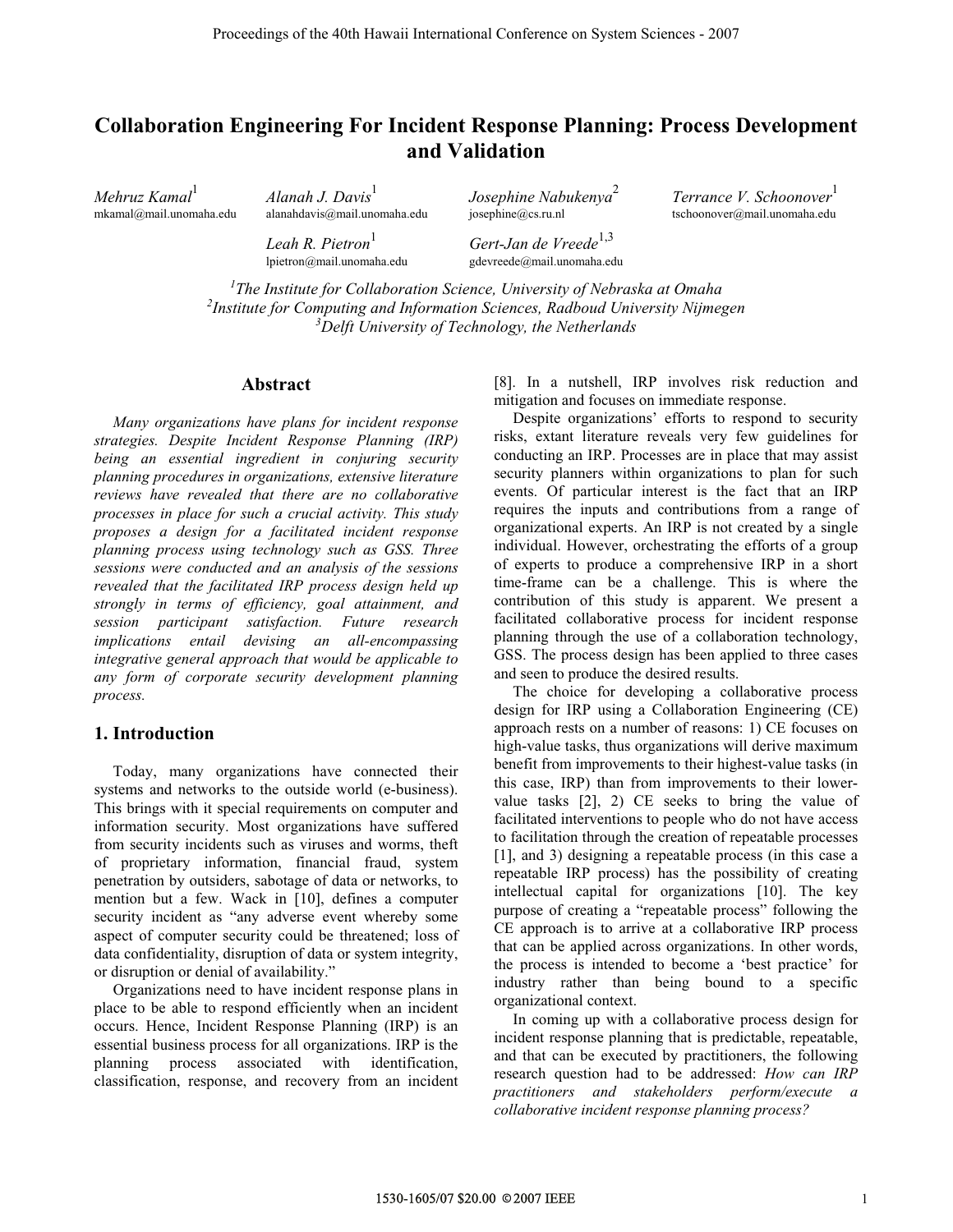# Collaboration Engineering For Incident Response Planning: Process Development and Validation

*Mehruz Kamal*[1]
mkamal@mail.unomaha.edu

*Alanah J. Davis*[1]
alanahdavis@mail.unomaha.edu

*Josephine Nabukenya*[2]
josephine@cs.ru.nl

*Terrance V. Schoonover*[1]
tschoonover@mail.unomaha.edu

*Leah R. Pietron*[1]
lpietron@mail.unomaha.edu

*Gert-Jan de Vreede*[1,3]
gdevreede@mail.unomaha.edu

[1]*The Institute for Collaboration Science, University of Nebraska at Omaha*
[2]*Institute for Computing and Information Sciences, Radboud University Nijmegen*
[3]*Delft University of Technology, the Netherlands*

## Abstract

*Many organizations have plans for incident response strategies. Despite Incident Response Planning (IRP) being an essential ingredient in conjuring security planning procedures in organizations, extensive literature reviews have revealed that there are no collaborative processes in place for such a crucial activity. This study proposes a design for a facilitated incident response planning process using technology such as GSS. Three sessions were conducted and an analysis of the sessions revealed that the facilitated IRP process design held up strongly in terms of efficiency, goal attainment, and session participant satisfaction. Future research implications entail devising an all-encompassing integrative general approach that would be applicable to any form of corporate security development planning process.*

## 1. Introduction

Today, many organizations have connected their systems and networks to the outside world (e-business). This brings with it special requirements on computer and information security. Most organizations have suffered from security incidents such as viruses and worms, theft of proprietary information, financial fraud, system penetration by outsiders, sabotage of data or networks, to mention but a few. Wack in [10], defines a computer security incident as "any adverse event whereby some aspect of computer security could be threatened; loss of data confidentiality, disruption of data or system integrity, or disruption or denial of availability."

Organizations need to have incident response plans in place to be able to respond efficiently when an incident occurs. Hence, Incident Response Planning (IRP) is an essential business process for all organizations. IRP is the planning process associated with identification, classification, response, and recovery from an incident [8]. In a nutshell, IRP involves risk reduction and mitigation and focuses on immediate response.

Despite organizations' efforts to respond to security risks, extant literature reveals very few guidelines for conducting an IRP. Processes are in place that may assist security planners within organizations to plan for such events. Of particular interest is the fact that an IRP requires the inputs and contributions from a range of organizational experts. An IRP is not created by a single individual. However, orchestrating the efforts of a group of experts to produce a comprehensive IRP in a short time-frame can be a challenge. This is where the contribution of this study is apparent. We present a facilitated collaborative process for incident response planning through the use of a collaboration technology, GSS. The process design has been applied to three cases and seen to produce the desired results.

The choice for developing a collaborative process design for IRP using a Collaboration Engineering (CE) approach rests on a number of reasons: 1) CE focuses on high-value tasks, thus organizations will derive maximum benefit from improvements to their highest-value tasks (in this case, IRP) than from improvements to their lower-value tasks [2], 2) CE seeks to bring the value of facilitated interventions to people who do not have access to facilitation through the creation of repeatable processes [1], and 3) designing a repeatable process (in this case a repeatable IRP process) has the possibility of creating intellectual capital for organizations [10]. The key purpose of creating a "repeatable process" following the CE approach is to arrive at a collaborative IRP process that can be applied across organizations. In other words, the process is intended to become a 'best practice' for industry rather than being bound to a specific organizational context.

In coming up with a collaborative process design for incident response planning that is predictable, repeatable, and that can be executed by practitioners, the following research question had to be addressed: *How can IRP practitioners and stakeholders perform/execute a collaborative incident response planning process?*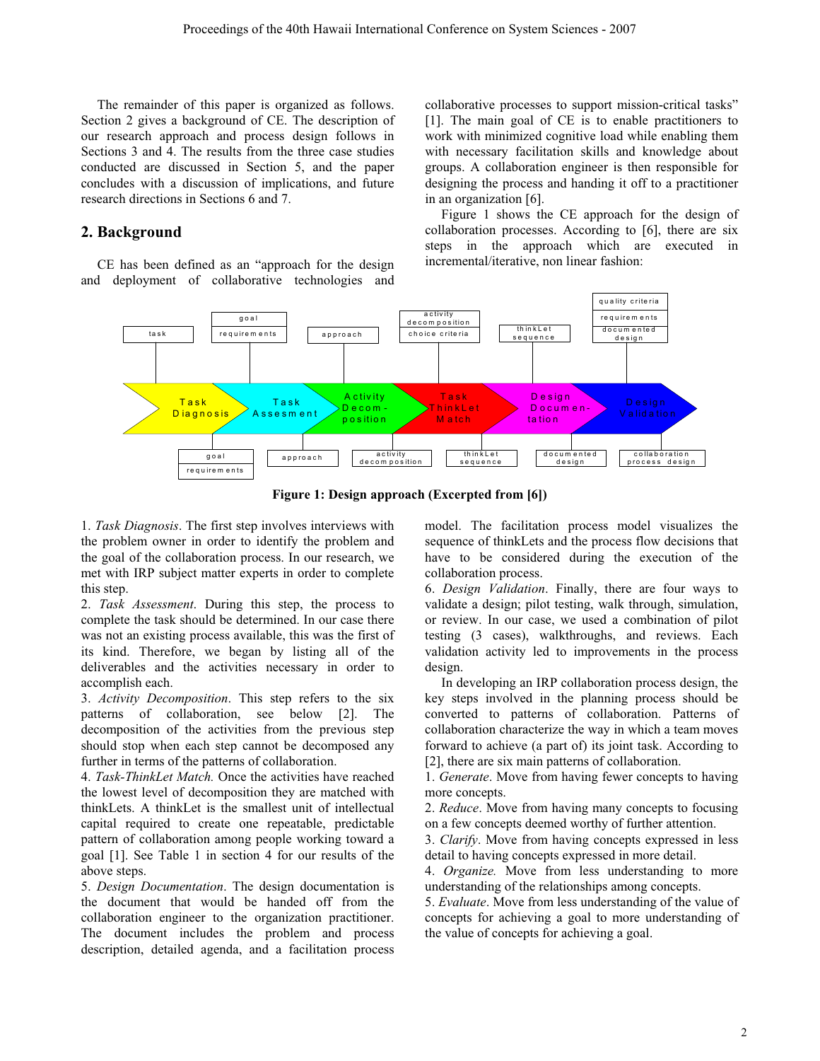The remainder of this paper is organized as follows. Section 2 gives a background of CE. The description of our research approach and process design follows in Sections 3 and 4. The results from the three case studies conducted are discussed in Section 5, and the paper concludes with a discussion of implications, and future research directions in Sections 6 and 7.

## 2. Background

CE has been defined as an "approach for the design and deployment of collaborative technologies and collaborative processes to support mission-critical tasks" [1]. The main goal of CE is to enable practitioners to work with minimized cognitive load while enabling them with necessary facilitation skills and knowledge about groups. A collaboration engineer is then responsible for designing the process and handing it off to a practitioner in an organization [6].

Figure 1 shows the CE approach for the design of collaboration processes. According to [6], there are six steps in the approach which are executed in incremental/iterative, non linear fashion:

**Figure 1: Design approach (Excerpted from [6])**

1. *Task Diagnosis*. The first step involves interviews with the problem owner in order to identify the problem and the goal of the collaboration process. In our research, we met with IRP subject matter experts in order to complete this step.
2. *Task Assessment*. During this step, the process to complete the task should be determined. In our case there was not an existing process available, this was the first of its kind. Therefore, we began by listing all of the deliverables and the activities necessary in order to accomplish each.
3. *Activity Decomposition*. This step refers to the six patterns of collaboration, see below [2]. The decomposition of the activities from the previous step should stop when each step cannot be decomposed any further in terms of the patterns of collaboration.
4. *Task-ThinkLet Match.* Once the activities have reached the lowest level of decomposition they are matched with thinkLets. A thinkLet is the smallest unit of intellectual capital required to create one repeatable, predictable pattern of collaboration among people working toward a goal [1]. See Table 1 in section 4 for our results of the above steps.
5. *Design Documentation*. The design documentation is the document that would be handed off from the collaboration engineer to the organization practitioner. The document includes the problem and process description, detailed agenda, and a facilitation process model. The facilitation process model visualizes the sequence of thinkLets and the process flow decisions that have to be considered during the execution of the collaboration process.
6. *Design Validation*. Finally, there are four ways to validate a design; pilot testing, walk through, simulation, or review. In our case, we used a combination of pilot testing (3 cases), walkthroughs, and reviews. Each validation activity led to improvements in the process design.

In developing an IRP collaboration process design, the key steps involved in the planning process should be converted to patterns of collaboration. Patterns of collaboration characterize the way in which a team moves forward to achieve (a part of) its joint task. According to [2], there are six main patterns of collaboration.

1. *Generate*. Move from having fewer concepts to having more concepts.
2. *Reduce*. Move from having many concepts to focusing on a few concepts deemed worthy of further attention.
3. *Clarify*. Move from having concepts expressed in less detail to having concepts expressed in more detail.
4. *Organize.* Move from less understanding to more understanding of the relationships among concepts.
5. *Evaluate*. Move from less understanding of the value of concepts for achieving a goal to more understanding of the value of concepts for achieving a goal.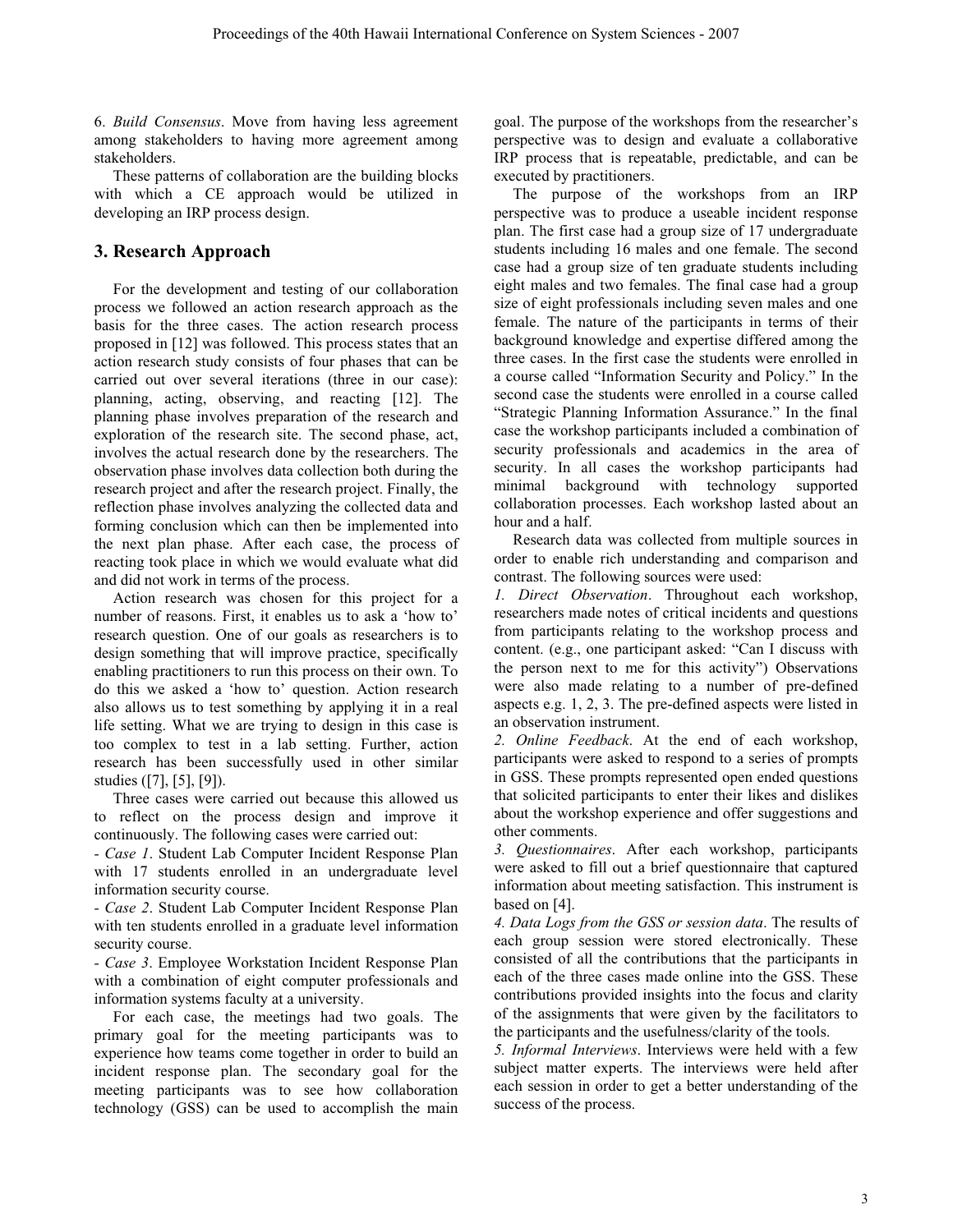6. *Build Consensus*. Move from having less agreement among stakeholders to having more agreement among stakeholders.

These patterns of collaboration are the building blocks with which a CE approach would be utilized in developing an IRP process design.

## 3. Research Approach

For the development and testing of our collaboration process we followed an action research approach as the basis for the three cases. The action research process proposed in [12] was followed. This process states that an action research study consists of four phases that can be carried out over several iterations (three in our case): planning, acting, observing, and reacting [12]. The planning phase involves preparation of the research and exploration of the research site. The second phase, act, involves the actual research done by the researchers. The observation phase involves data collection both during the research project and after the research project. Finally, the reflection phase involves analyzing the collected data and forming conclusion which can then be implemented into the next plan phase. After each case, the process of reacting took place in which we would evaluate what did and did not work in terms of the process.

Action research was chosen for this project for a number of reasons. First, it enables us to ask a 'how to' research question. One of our goals as researchers is to design something that will improve practice, specifically enabling practitioners to run this process on their own. To do this we asked a 'how to' question. Action research also allows us to test something by applying it in a real life setting. What we are trying to design in this case is too complex to test in a lab setting. Further, action research has been successfully used in other similar studies ([7], [5], [9]).

Three cases were carried out because this allowed us to reflect on the process design and improve it continuously. The following cases were carried out:

- *Case 1*. Student Lab Computer Incident Response Plan with 17 students enrolled in an undergraduate level information security course.
- *Case 2*. Student Lab Computer Incident Response Plan with ten students enrolled in a graduate level information security course.
- *Case 3*. Employee Workstation Incident Response Plan with a combination of eight computer professionals and information systems faculty at a university.

For each case, the meetings had two goals. The primary goal for the meeting participants was to experience how teams come together in order to build an incident response plan. The secondary goal for the meeting participants was to see how collaboration technology (GSS) can be used to accomplish the main goal. The purpose of the workshops from the researcher's perspective was to design and evaluate a collaborative IRP process that is repeatable, predictable, and can be executed by practitioners.

The purpose of the workshops from an IRP perspective was to produce a useable incident response plan. The first case had a group size of 17 undergraduate students including 16 males and one female. The second case had a group size of ten graduate students including eight males and two females. The final case had a group size of eight professionals including seven males and one female. The nature of the participants in terms of their background knowledge and expertise differed among the three cases. In the first case the students were enrolled in a course called "Information Security and Policy." In the second case the students were enrolled in a course called "Strategic Planning Information Assurance." In the final case the workshop participants included a combination of security professionals and academics in the area of security. In all cases the workshop participants had minimal background with technology supported collaboration processes. Each workshop lasted about an hour and a half.

Research data was collected from multiple sources in order to enable rich understanding and comparison and contrast. The following sources were used:

*1. Direct Observation*. Throughout each workshop, researchers made notes of critical incidents and questions from participants relating to the workshop process and content. (e.g., one participant asked: "Can I discuss with the person next to me for this activity") Observations were also made relating to a number of pre-defined aspects e.g. 1, 2, 3. The pre-defined aspects were listed in an observation instrument.

*2. Online Feedback*. At the end of each workshop, participants were asked to respond to a series of prompts in GSS. These prompts represented open ended questions that solicited participants to enter their likes and dislikes about the workshop experience and offer suggestions and other comments.

*3. Questionnaires*. After each workshop, participants were asked to fill out a brief questionnaire that captured information about meeting satisfaction. This instrument is based on [4].

*4. Data Logs from the GSS or session data*. The results of each group session were stored electronically. These consisted of all the contributions that the participants in each of the three cases made online into the GSS. These contributions provided insights into the focus and clarity of the assignments that were given by the facilitators to the participants and the usefulness/clarity of the tools.

*5. Informal Interviews*. Interviews were held with a few subject matter experts. The interviews were held after each session in order to get a better understanding of the success of the process.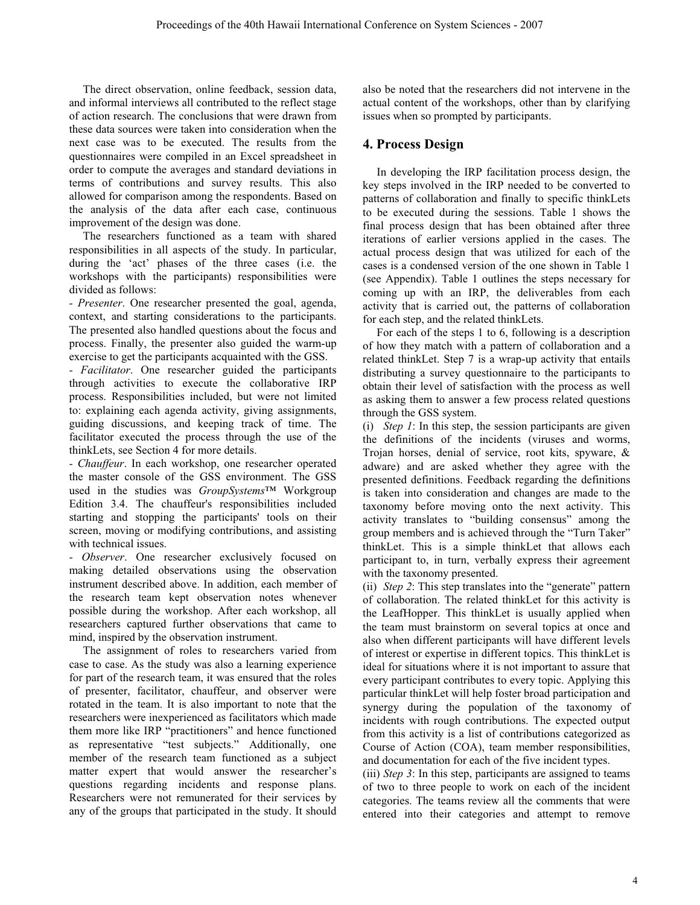The direct observation, online feedback, session data, and informal interviews all contributed to the reflect stage of action research. The conclusions that were drawn from these data sources were taken into consideration when the next case was to be executed. The results from the questionnaires were compiled in an Excel spreadsheet in order to compute the averages and standard deviations in terms of contributions and survey results. This also allowed for comparison among the respondents. Based on the analysis of the data after each case, continuous improvement of the design was done.

The researchers functioned as a team with shared responsibilities in all aspects of the study. In particular, during the 'act' phases of the three cases (i.e. the workshops with the participants) responsibilities were divided as follows:

- *Presenter*. One researcher presented the goal, agenda, context, and starting considerations to the participants. The presented also handled questions about the focus and process. Finally, the presenter also guided the warm-up exercise to get the participants acquainted with the GSS.
- *Facilitator*. One researcher guided the participants through activities to execute the collaborative IRP process. Responsibilities included, but were not limited to: explaining each agenda activity, giving assignments, guiding discussions, and keeping track of time. The facilitator executed the process through the use of the thinkLets, see Section 4 for more details.
- *Chauffeur*. In each workshop, one researcher operated the master console of the GSS environment. The GSS used in the studies was *GroupSystems*™ Workgroup Edition 3.4. The chauffeur's responsibilities included starting and stopping the participants' tools on their screen, moving or modifying contributions, and assisting with technical issues.
- *Observer*. One researcher exclusively focused on making detailed observations using the observation instrument described above. In addition, each member of the research team kept observation notes whenever possible during the workshop. After each workshop, all researchers captured further observations that came to mind, inspired by the observation instrument.

The assignment of roles to researchers varied from case to case. As the study was also a learning experience for part of the research team, it was ensured that the roles of presenter, facilitator, chauffeur, and observer were rotated in the team. It is also important to note that the researchers were inexperienced as facilitators which made them more like IRP "practitioners" and hence functioned as representative "test subjects." Additionally, one member of the research team functioned as a subject matter expert that would answer the researcher's questions regarding incidents and response plans. Researchers were not remunerated for their services by any of the groups that participated in the study. It should also be noted that the researchers did not intervene in the actual content of the workshops, other than by clarifying issues when so prompted by participants.

## 4. Process Design

In developing the IRP facilitation process design, the key steps involved in the IRP needed to be converted to patterns of collaboration and finally to specific thinkLets to be executed during the sessions. Table 1 shows the final process design that has been obtained after three iterations of earlier versions applied in the cases. The actual process design that was utilized for each of the cases is a condensed version of the one shown in Table 1 (see Appendix). Table 1 outlines the steps necessary for coming up with an IRP, the deliverables from each activity that is carried out, the patterns of collaboration for each step, and the related thinkLets.

For each of the steps 1 to 6, following is a description of how they match with a pattern of collaboration and a related thinkLet. Step 7 is a wrap-up activity that entails distributing a survey questionnaire to the participants to obtain their level of satisfaction with the process as well as asking them to answer a few process related questions through the GSS system.

(i) *Step 1*: In this step, the session participants are given the definitions of the incidents (viruses and worms, Trojan horses, denial of service, root kits, spyware, & adware) and are asked whether they agree with the presented definitions. Feedback regarding the definitions is taken into consideration and changes are made to the taxonomy before moving onto the next activity. This activity translates to "building consensus" among the group members and is achieved through the "Turn Taker" thinkLet. This is a simple thinkLet that allows each participant to, in turn, verbally express their agreement with the taxonomy presented.

(ii) *Step 2*: This step translates into the "generate" pattern of collaboration. The related thinkLet for this activity is the LeafHopper. This thinkLet is usually applied when the team must brainstorm on several topics at once and also when different participants will have different levels of interest or expertise in different topics. This thinkLet is ideal for situations where it is not important to assure that every participant contributes to every topic. Applying this particular thinkLet will help foster broad participation and synergy during the population of the taxonomy of incidents with rough contributions. The expected output from this activity is a list of contributions categorized as Course of Action (COA), team member responsibilities, and documentation for each of the five incident types.

(iii) *Step 3*: In this step, participants are assigned to teams of two to three people to work on each of the incident categories. The teams review all the comments that were entered into their categories and attempt to remove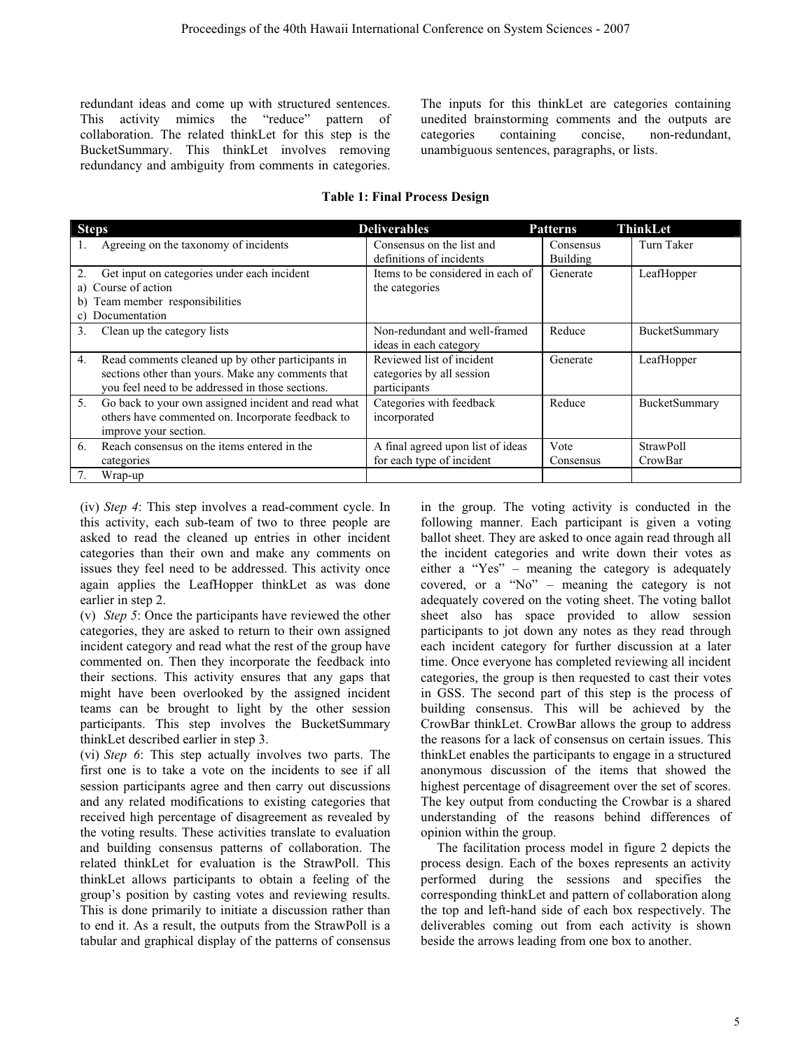redundant ideas and come up with structured sentences. This activity mimics the "reduce" pattern of collaboration. The related thinkLet for this step is the BucketSummary. This thinkLet involves removing redundancy and ambiguity from comments in categories. The inputs for this thinkLet are categories containing unedited brainstorming comments and the outputs are categories containing concise, non-redundant, unambiguous sentences, paragraphs, or lists.

**Table 1: Final Process Design**

| Steps | Deliverables | Patterns | ThinkLet |
|---|---|---|---|
| 1. Agreeing on the taxonomy of incidents | Consensus on the list and definitions of incidents | Consensus Building | Turn Taker |
| 2. Get input on categories under each incident<br>a) Course of action<br>b) Team member responsibilities<br>c) Documentation | Items to be considered in each of the categories | Generate | LeafHopper |
| 3. Clean up the category lists | Non-redundant and well-framed ideas in each category | Reduce | BucketSummary |
| 4. Read comments cleaned up by other participants in sections other than yours. Make any comments that you feel need to be addressed in those sections. | Reviewed list of incident categories by all session participants | Generate | LeafHopper |
| 5. Go back to your own assigned incident and read what others have commented on. Incorporate feedback to improve your section. | Categories with feedback incorporated | Reduce | BucketSummary |
| 6. Reach consensus on the items entered in the categories | A final agreed upon list of ideas for each type of incident | Vote<br>Consensus | StrawPoll<br>CrowBar |
| 7. Wrap-up | | | |

(iv) *Step 4*: This step involves a read-comment cycle. In this activity, each sub-team of two to three people are asked to read the cleaned up entries in other incident categories than their own and make any comments on issues they feel need to be addressed. This activity once again applies the LeafHopper thinkLet as was done earlier in step 2.

(v) *Step 5*: Once the participants have reviewed the other categories, they are asked to return to their own assigned incident category and read what the rest of the group have commented on. Then they incorporate the feedback into their sections. This activity ensures that any gaps that might have been overlooked by the assigned incident teams can be brought to light by the other session participants. This step involves the BucketSummary thinkLet described earlier in step 3.

(vi) *Step 6*: This step actually involves two parts. The first one is to take a vote on the incidents to see if all session participants agree and then carry out discussions and any related modifications to existing categories that received high percentage of disagreement as revealed by the voting results. These activities translate to evaluation and building consensus patterns of collaboration. The related thinkLet for evaluation is the StrawPoll. This thinkLet allows participants to obtain a feeling of the group's position by casting votes and reviewing results. This is done primarily to initiate a discussion rather than to end it. As a result, the outputs from the StrawPoll is a tabular and graphical display of the patterns of consensus in the group. The voting activity is conducted in the following manner. Each participant is given a voting ballot sheet. They are asked to once again read through all the incident categories and write down their votes as either a "Yes" – meaning the category is adequately covered, or a "No" – meaning the category is not adequately covered on the voting sheet. The voting ballot sheet also has space provided to allow session participants to jot down any notes as they read through each incident category for further discussion at a later time. Once everyone has completed reviewing all incident categories, the group is then requested to cast their votes in GSS. The second part of this step is the process of building consensus. This will be achieved by the CrowBar thinkLet. CrowBar allows the group to address the reasons for a lack of consensus on certain issues. This thinkLet enables the participants to engage in a structured anonymous discussion of the items that showed the highest percentage of disagreement over the set of scores. The key output from conducting the Crowbar is a shared understanding of the reasons behind differences of opinion within the group.

The facilitation process model in figure 2 depicts the process design. Each of the boxes represents an activity performed during the sessions and specifies the corresponding thinkLet and pattern of collaboration along the top and left-hand side of each box respectively. The deliverables coming out from each activity is shown beside the arrows leading from one box to another.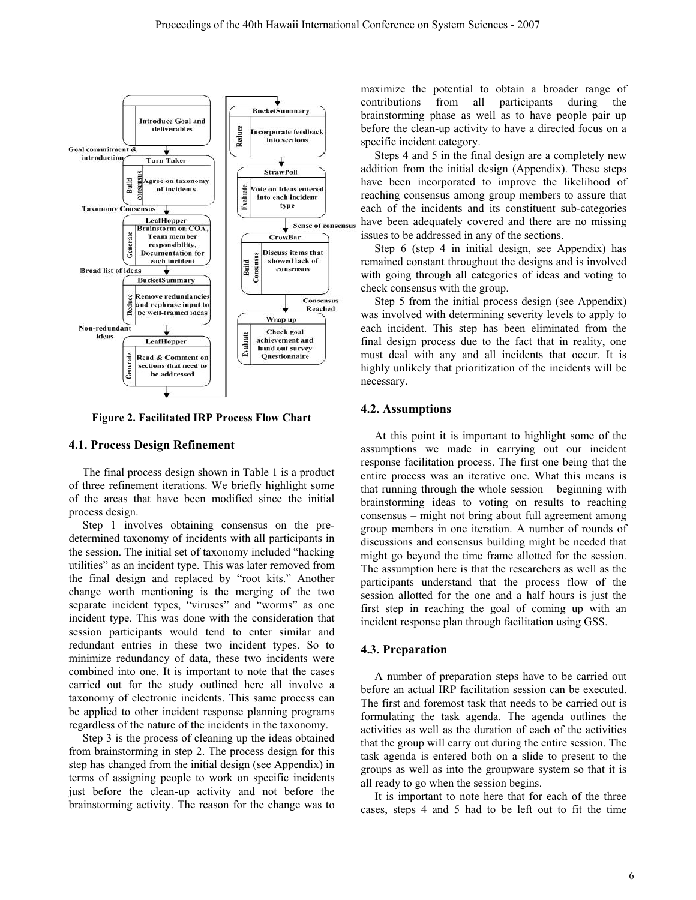Figure 2. Facilitated IRP Process Flow Chart

### 4.1. Process Design Refinement

The final process design shown in Table 1 is a product of three refinement iterations. We briefly highlight some of the areas that have been modified since the initial process design.

Step 1 involves obtaining consensus on the pre-determined taxonomy of incidents with all participants in the session. The initial set of taxonomy included "hacking utilities" as an incident type. This was later removed from the final design and replaced by "root kits." Another change worth mentioning is the merging of the two separate incident types, "viruses" and "worms" as one incident type. This was done with the consideration that session participants would tend to enter similar and redundant entries in these two incident types. So to minimize redundancy of data, these two incidents were combined into one. It is important to note that the cases carried out for the study outlined here all involve a taxonomy of electronic incidents. This same process can be applied to other incident response planning programs regardless of the nature of the incidents in the taxonomy.

Step 3 is the process of cleaning up the ideas obtained from brainstorming in step 2. The process design for this step has changed from the initial design (see Appendix) in terms of assigning people to work on specific incidents just before the clean-up activity and not before the brainstorming activity. The reason for the change was to maximize the potential to obtain a broader range of contributions from all participants during the brainstorming phase as well as to have people pair up before the clean-up activity to have a directed focus on a specific incident category.

Steps 4 and 5 in the final design are a completely new addition from the initial design (Appendix). These steps have been incorporated to improve the likelihood of reaching consensus among group members to assure that each of the incidents and its constituent sub-categories have been adequately covered and there are no missing issues to be addressed in any of the sections.

Step 6 (step 4 in initial design, see Appendix) has remained constant throughout the designs and is involved with going through all categories of ideas and voting to check consensus with the group.

Step 5 from the initial process design (see Appendix) was involved with determining severity levels to apply to each incident. This step has been eliminated from the final design process due to the fact that in reality, one must deal with any and all incidents that occur. It is highly unlikely that prioritization of the incidents will be necessary.

### 4.2. Assumptions

At this point it is important to highlight some of the assumptions we made in carrying out our incident response facilitation process. The first one being that the entire process was an iterative one. What this means is that running through the whole session – beginning with brainstorming ideas to voting on results to reaching consensus – might not bring about full agreement among group members in one iteration. A number of rounds of discussions and consensus building might be needed that might go beyond the time frame allotted for the session. The assumption here is that the researchers as well as the participants understand that the process flow of the session allotted for the one and a half hours is just the first step in reaching the goal of coming up with an incident response plan through facilitation using GSS.

### 4.3. Preparation

A number of preparation steps have to be carried out before an actual IRP facilitation session can be executed. The first and foremost task that needs to be carried out is formulating the task agenda. The agenda outlines the activities as well as the duration of each of the activities that the group will carry out during the entire session. The task agenda is entered both on a slide to present to the groups as well as into the groupware system so that it is all ready to go when the session begins.

It is important to note here that for each of the three cases, steps 4 and 5 had to be left out to fit the time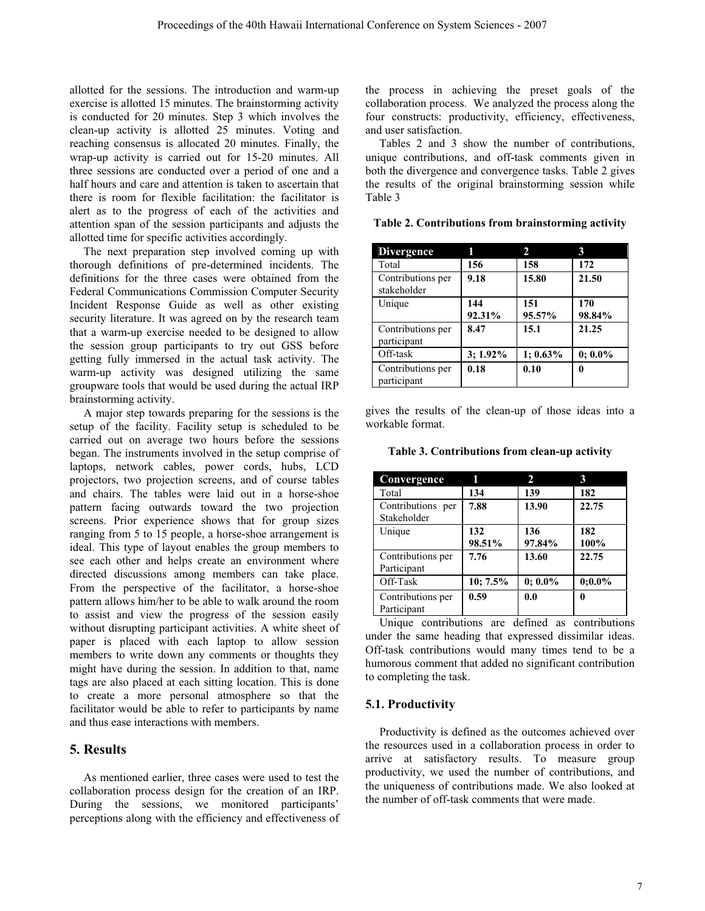allotted for the sessions. The introduction and warm-up exercise is allotted 15 minutes. The brainstorming activity is conducted for 20 minutes. Step 3 which involves the clean-up activity is allotted 25 minutes. Voting and reaching consensus is allocated 20 minutes. Finally, the wrap-up activity is carried out for 15-20 minutes. All three sessions are conducted over a period of one and a half hours and care and attention is taken to ascertain that there is room for flexible facilitation: the facilitator is alert as to the progress of each of the activities and attention span of the session participants and adjusts the allotted time for specific activities accordingly.

The next preparation step involved coming up with thorough definitions of pre-determined incidents. The definitions for the three cases were obtained from the Federal Communications Commission Computer Security Incident Response Guide as well as other existing security literature. It was agreed on by the research team that a warm-up exercise needed to be designed to allow the session group participants to try out GSS before getting fully immersed in the actual task activity. The warm-up activity was designed utilizing the same groupware tools that would be used during the actual IRP brainstorming activity.

A major step towards preparing for the sessions is the setup of the facility. Facility setup is scheduled to be carried out on average two hours before the sessions began. The instruments involved in the setup comprise of laptops, network cables, power cords, hubs, LCD projectors, two projection screens, and of course tables and chairs. The tables were laid out in a horse-shoe pattern facing outwards toward the two projection screens. Prior experience shows that for group sizes ranging from 5 to 15 people, a horse-shoe arrangement is ideal. This type of layout enables the group members to see each other and helps create an environment where directed discussions among members can take place. From the perspective of the facilitator, a horse-shoe pattern allows him/her to be able to walk around the room to assist and view the progress of the session easily without disrupting participant activities. A white sheet of paper is placed with each laptop to allow session members to write down any comments or thoughts they might have during the session. In addition to that, name tags are also placed at each sitting location. This is done to create a more personal atmosphere so that the facilitator would be able to refer to participants by name and thus ease interactions with members.

## 5. Results

As mentioned earlier, three cases were used to test the collaboration process design for the creation of an IRP. During the sessions, we monitored participants' perceptions along with the efficiency and effectiveness of the process in achieving the preset goals of the collaboration process. We analyzed the process along the four constructs: productivity, efficiency, effectiveness, and user satisfaction.

Tables 2 and 3 show the number of contributions, unique contributions, and off-task comments given in both the divergence and convergence tasks. Table 2 gives the results of the original brainstorming session while Table 3 gives the results of the clean-up of those ideas into a workable format.

**Table 2. Contributions from brainstorming activity**

| Divergence | 1 | 2 | 3 |
|---|---|---|---|
| Total | **156** | **158** | **172** |
| Contributions per stakeholder | **9.18** | **15.80** | **21.50** |
| Unique | **144 92.31%** | **151 95.57%** | **170 98.84%** |
| Contributions per participant | **8.47** | **15.1** | **21.25** |
| Off-task | **3; 1.92%** | **1; 0.63%** | **0; 0.0%** |
| Contributions per participant | **0.18** | **0.10** | **0** |

**Table 3. Contributions from clean-up activity**

| Convergence | 1 | 2 | 3 |
|---|---|---|---|
| Total | **134** | **139** | **182** |
| Contributions per Stakeholder | **7.88** | **13.90** | **22.75** |
| Unique | **132 98.51%** | **136 97.84%** | **182 100%** |
| Contributions per Participant | **7.76** | **13.60** | **22.75** |
| Off-Task | **10; 7.5%** | **0; 0.0%** | **0;0.0%** |
| Contributions per Participant | **0.59** | **0.0** | **0** |

Unique contributions are defined as contributions under the same heading that expressed dissimilar ideas. Off-task contributions would many times tend to be a humorous comment that added no significant contribution to completing the task.

### 5.1. Productivity

Productivity is defined as the outcomes achieved over the resources used in a collaboration process in order to arrive at satisfactory results. To measure group productivity, we used the number of contributions, and the uniqueness of contributions made. We also looked at the number of off-task comments that were made.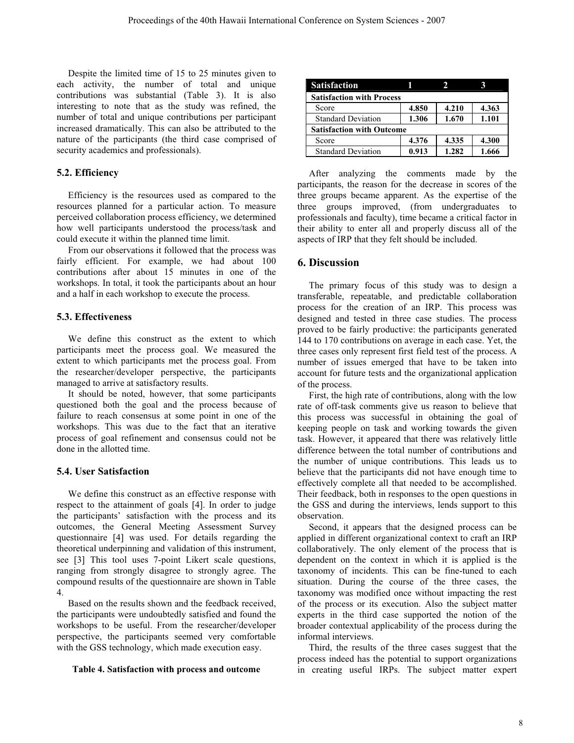Despite the limited time of 15 to 25 minutes given to each activity, the number of total and unique contributions was substantial (Table 3). It is also interesting to note that as the study was refined, the number of total and unique contributions per participant increased dramatically. This can also be attributed to the nature of the participants (the third case comprised of security academics and professionals).

### 5.2. Efficiency

Efficiency is the resources used as compared to the resources planned for a particular action. To measure perceived collaboration process efficiency, we determined how well participants understood the process/task and could execute it within the planned time limit.

From our observations it followed that the process was fairly efficient. For example, we had about 100 contributions after about 15 minutes in one of the workshops. In total, it took the participants about an hour and a half in each workshop to execute the process.

### 5.3. Effectiveness

We define this construct as the extent to which participants meet the process goal. We measured the extent to which participants met the process goal. From the researcher/developer perspective, the participants managed to arrive at satisfactory results.

It should be noted, however, that some participants questioned both the goal and the process because of failure to reach consensus at some point in one of the workshops. This was due to the fact that an iterative process of goal refinement and consensus could not be done in the allotted time.

### 5.4. User Satisfaction

We define this construct as an effective response with respect to the attainment of goals [4]. In order to judge the participants' satisfaction with the process and its outcomes, the General Meeting Assessment Survey questionnaire [4] was used. For details regarding the theoretical underpinning and validation of this instrument, see [3] This tool uses 7-point Likert scale questions, ranging from strongly disagree to strongly agree. The compound results of the questionnaire are shown in Table 4.

Based on the results shown and the feedback received, the participants were undoubtedly satisfied and found the workshops to be useful. From the researcher/developer perspective, the participants seemed very comfortable with the GSS technology, which made execution easy.

**Table 4. Satisfaction with process and outcome**

| Satisfaction | 1 | 2 | 3 |
|---|---|---|---|
| **Satisfaction with Process** | | | |
| Score | **4.850** | **4.210** | **4.363** |
| Standard Deviation | **1.306** | **1.670** | **1.101** |
| **Satisfaction with Outcome** | | | |
| Score | **4.376** | **4.335** | **4.300** |
| Standard Deviation | **0.913** | **1.282** | **1.666** |

After analyzing the comments made by the participants, the reason for the decrease in scores of the three groups became apparent. As the expertise of the three groups improved, (from undergraduates to professionals and faculty), time became a critical factor in their ability to enter all and properly discuss all of the aspects of IRP that they felt should be included.

## 6. Discussion

The primary focus of this study was to design a transferable, repeatable, and predictable collaboration process for the creation of an IRP. This process was designed and tested in three case studies. The process proved to be fairly productive: the participants generated 144 to 170 contributions on average in each case. Yet, the three cases only represent first field test of the process. A number of issues emerged that have to be taken into account for future tests and the organizational application of the process.

First, the high rate of contributions, along with the low rate of off-task comments give us reason to believe that this process was successful in obtaining the goal of keeping people on task and working towards the given task. However, it appeared that there was relatively little difference between the total number of contributions and the number of unique contributions. This leads us to believe that the participants did not have enough time to effectively complete all that needed to be accomplished. Their feedback, both in responses to the open questions in the GSS and during the interviews, lends support to this observation.

Second, it appears that the designed process can be applied in different organizational context to craft an IRP collaboratively. The only element of the process that is dependent on the context in which it is applied is the taxonomy of incidents. This can be fine-tuned to each situation. During the course of the three cases, the taxonomy was modified once without impacting the rest of the process or its execution. Also the subject matter experts in the third case supported the notion of the broader contextual applicability of the process during the informal interviews.

Third, the results of the three cases suggest that the process indeed has the potential to support organizations in creating useful IRPs. The subject matter expert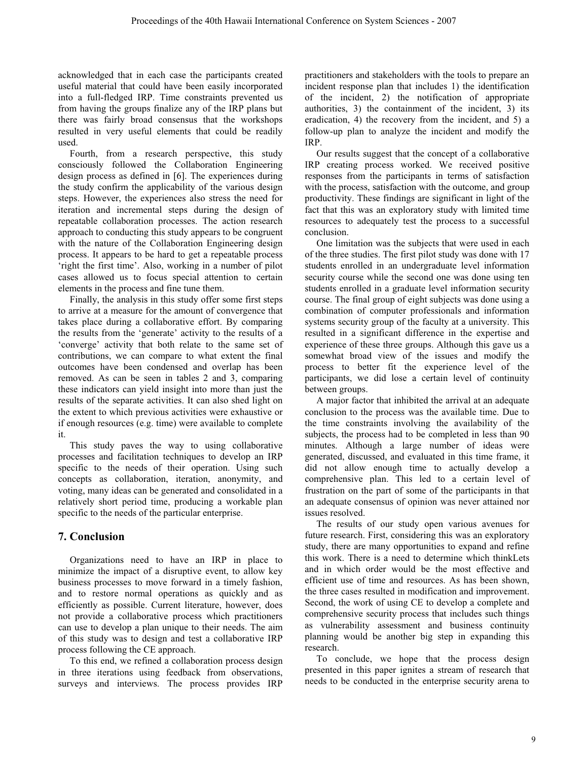acknowledged that in each case the participants created useful material that could have been easily incorporated into a full-fledged IRP. Time constraints prevented us from having the groups finalize any of the IRP plans but there was fairly broad consensus that the workshops resulted in very useful elements that could be readily used.

Fourth, from a research perspective, this study consciously followed the Collaboration Engineering design process as defined in [6]. The experiences during the study confirm the applicability of the various design steps. However, the experiences also stress the need for iteration and incremental steps during the design of repeatable collaboration processes. The action research approach to conducting this study appears to be congruent with the nature of the Collaboration Engineering design process. It appears to be hard to get a repeatable process 'right the first time'. Also, working in a number of pilot cases allowed us to focus special attention to certain elements in the process and fine tune them.

Finally, the analysis in this study offer some first steps to arrive at a measure for the amount of convergence that takes place during a collaborative effort. By comparing the results from the 'generate' activity to the results of a 'converge' activity that both relate to the same set of contributions, we can compare to what extent the final outcomes have been condensed and overlap has been removed. As can be seen in tables 2 and 3, comparing these indicators can yield insight into more than just the results of the separate activities. It can also shed light on the extent to which previous activities were exhaustive or if enough resources (e.g. time) were available to complete it.

This study paves the way to using collaborative processes and facilitation techniques to develop an IRP specific to the needs of their operation. Using such concepts as collaboration, iteration, anonymity, and voting, many ideas can be generated and consolidated in a relatively short period time, producing a workable plan specific to the needs of the particular enterprise.

## 7. Conclusion

Organizations need to have an IRP in place to minimize the impact of a disruptive event, to allow key business processes to move forward in a timely fashion, and to restore normal operations as quickly and as efficiently as possible. Current literature, however, does not provide a collaborative process which practitioners can use to develop a plan unique to their needs. The aim of this study was to design and test a collaborative IRP process following the CE approach.

To this end, we refined a collaboration process design in three iterations using feedback from observations, surveys and interviews. The process provides IRP practitioners and stakeholders with the tools to prepare an incident response plan that includes 1) the identification of the incident, 2) the notification of appropriate authorities, 3) the containment of the incident, 3) its eradication, 4) the recovery from the incident, and 5) a follow-up plan to analyze the incident and modify the IRP.

Our results suggest that the concept of a collaborative IRP creating process worked. We received positive responses from the participants in terms of satisfaction with the process, satisfaction with the outcome, and group productivity. These findings are significant in light of the fact that this was an exploratory study with limited time resources to adequately test the process to a successful conclusion.

One limitation was the subjects that were used in each of the three studies. The first pilot study was done with 17 students enrolled in an undergraduate level information security course while the second one was done using ten students enrolled in a graduate level information security course. The final group of eight subjects was done using a combination of computer professionals and information systems security group of the faculty at a university. This resulted in a significant difference in the expertise and experience of these three groups. Although this gave us a somewhat broad view of the issues and modify the process to better fit the experience level of the participants, we did lose a certain level of continuity between groups.

A major factor that inhibited the arrival at an adequate conclusion to the process was the available time. Due to the time constraints involving the availability of the subjects, the process had to be completed in less than 90 minutes. Although a large number of ideas were generated, discussed, and evaluated in this time frame, it did not allow enough time to actually develop a comprehensive plan. This led to a certain level of frustration on the part of some of the participants in that an adequate consensus of opinion was never attained nor issues resolved.

The results of our study open various avenues for future research. First, considering this was an exploratory study, there are many opportunities to expand and refine this work. There is a need to determine which thinkLets and in which order would be the most effective and efficient use of time and resources. As has been shown, the three cases resulted in modification and improvement. Second, the work of using CE to develop a complete and comprehensive security process that includes such things as vulnerability assessment and business continuity planning would be another big step in expanding this research.

To conclude, we hope that the process design presented in this paper ignites a stream of research that needs to be conducted in the enterprise security arena to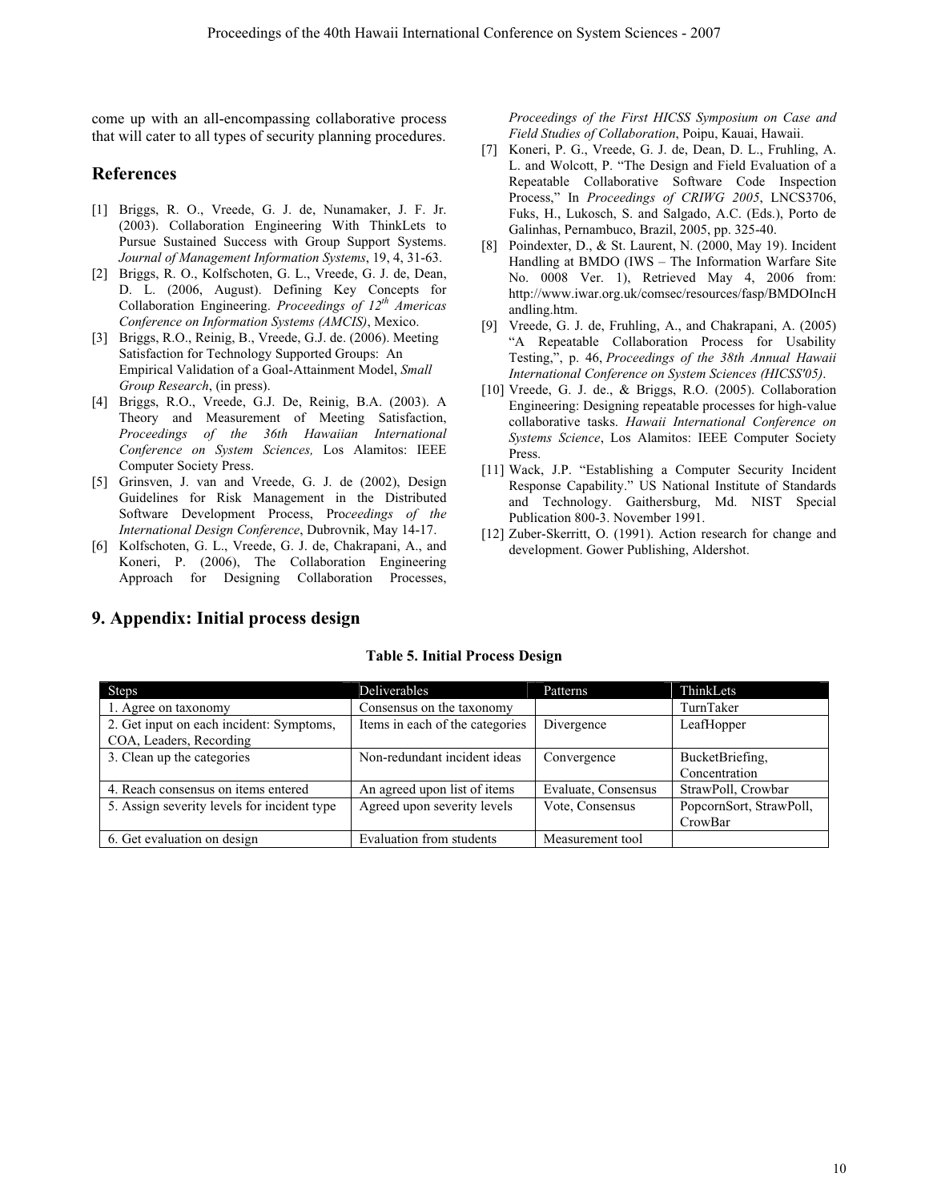come up with an all-encompassing collaborative process that will cater to all types of security planning procedures.

## References

[1] Briggs, R. O., Vreede, G. J. de, Nunamaker, J. F. Jr. (2003). Collaboration Engineering With ThinkLets to Pursue Sustained Success with Group Support Systems. *Journal of Management Information Systems*, 19, 4, 31-63.

[2] Briggs, R. O., Kolfschoten, G. L., Vreede, G. J. de, Dean, D. L. (2006, August). Defining Key Concepts for Collaboration Engineering. *Proceedings of 12th Americas Conference on Information Systems (AMCIS)*, Mexico.

[3] Briggs, R.O., Reinig, B., Vreede, G.J. de. (2006). Meeting Satisfaction for Technology Supported Groups: An Empirical Validation of a Goal-Attainment Model, *Small Group Research*, (in press).

[4] Briggs, R.O., Vreede, G.J. De, Reinig, B.A. (2003). A Theory and Measurement of Meeting Satisfaction, *Proceedings of the 36th Hawaiian International Conference on System Sciences,* Los Alamitos: IEEE Computer Society Press.

[5] Grinsven, J. van and Vreede, G. J. de (2002), Design Guidelines for Risk Management in the Distributed Software Development Process, Pro*ceedings of the International Design Conference*, Dubrovnik, May 14-17.

[6] Kolfschoten, G. L., Vreede, G. J. de, Chakrapani, A., and Koneri, P. (2006), The Collaboration Engineering Approach for Designing Collaboration Processes, *Proceedings of the First HICSS Symposium on Case and Field Studies of Collaboration*, Poipu, Kauai, Hawaii.

[7] Koneri, P. G., Vreede, G. J. de, Dean, D. L., Fruhling, A. L. and Wolcott, P. "The Design and Field Evaluation of a Repeatable Collaborative Software Code Inspection Process," In *Proceedings of CRIWG 2005*, LNCS3706, Fuks, H., Lukosch, S. and Salgado, A.C. (Eds.), Porto de Galinhas, Pernambuco, Brazil, 2005, pp. 325-40.

[8] Poindexter, D., & St. Laurent, N. (2000, May 19). Incident Handling at BMDO (IWS – The Information Warfare Site No. 0008 Ver. 1), Retrieved May 4, 2006 from: http://www.iwar.org.uk/comsec/resources/fasp/BMDOIncHandling.htm.

[9] Vreede, G. J. de, Fruhling, A., and Chakrapani, A. (2005) "A Repeatable Collaboration Process for Usability Testing,", p. 46, *Proceedings of the 38th Annual Hawaii International Conference on System Sciences (HICSS'05)*.

[10] Vreede, G. J. de., & Briggs, R.O. (2005). Collaboration Engineering: Designing repeatable processes for high-value collaborative tasks. *Hawaii International Conference on Systems Science*, Los Alamitos: IEEE Computer Society Press.

[11] Wack, J.P. "Establishing a Computer Security Incident Response Capability." US National Institute of Standards and Technology. Gaithersburg, Md. NIST Special Publication 800-3. November 1991.

[12] Zuber-Skerritt, O. (1991). Action research for change and development. Gower Publishing, Aldershot.

## 9. Appendix: Initial process design

**Table 5. Initial Process Design**

| Steps | Deliverables | Patterns | ThinkLets |
|---|---|---|---|
| 1. Agree on taxonomy | Consensus on the taxonomy | | TurnTaker |
| 2. Get input on each incident: Symptoms, COA, Leaders, Recording | Items in each of the categories | Divergence | LeafHopper |
| 3. Clean up the categories | Non-redundant incident ideas | Convergence | BucketBriefing, Concentration |
| 4. Reach consensus on items entered | An agreed upon list of items | Evaluate, Consensus | StrawPoll, Crowbar |
| 5. Assign severity levels for incident type | Agreed upon severity levels | Vote, Consensus | PopcornSort, StrawPoll, CrowBar |
| 6. Get evaluation on design | Evaluation from students | Measurement tool | |